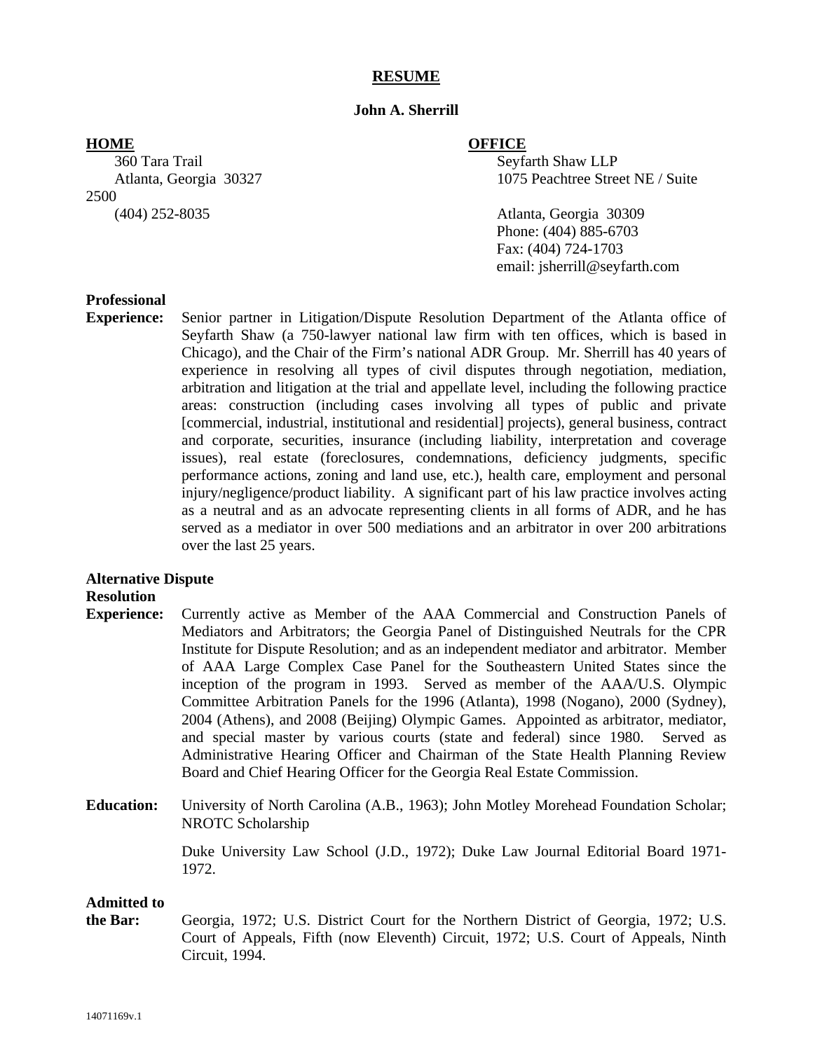# RESUME

**John A. Sherrill**

**HOME**

360 Tara Trail
Atlanta, Georgia 30327
(404) 252-8035

**OFFICE**

Seyfarth Shaw LLP
1075 Peachtree Street NE / Suite 2500
Atlanta, Georgia 30309
Phone: (404) 885-6703
Fax: (404) 724-1703
email: jsherrill@seyfarth.com

**Professional Experience:** Senior partner in Litigation/Dispute Resolution Department of the Atlanta office of Seyfarth Shaw (a 750-lawyer national law firm with ten offices, which is based in Chicago), and the Chair of the Firm's national ADR Group. Mr. Sherrill has 40 years of experience in resolving all types of civil disputes through negotiation, mediation, arbitration and litigation at the trial and appellate level, including the following practice areas: construction (including cases involving all types of public and private [commercial, industrial, institutional and residential] projects), general business, contract and corporate, securities, insurance (including liability, interpretation and coverage issues), real estate (foreclosures, condemnations, deficiency judgments, specific performance actions, zoning and land use, etc.), health care, employment and personal injury/negligence/product liability. A significant part of his law practice involves acting as a neutral and as an advocate representing clients in all forms of ADR, and he has served as a mediator in over 500 mediations and an arbitrator in over 200 arbitrations over the last 25 years.

**Alternative Dispute Resolution Experience:** Currently active as Member of the AAA Commercial and Construction Panels of Mediators and Arbitrators; the Georgia Panel of Distinguished Neutrals for the CPR Institute for Dispute Resolution; and as an independent mediator and arbitrator. Member of AAA Large Complex Case Panel for the Southeastern United States since the inception of the program in 1993. Served as member of the AAA/U.S. Olympic Committee Arbitration Panels for the 1996 (Atlanta), 1998 (Nogano), 2000 (Sydney), 2004 (Athens), and 2008 (Beijing) Olympic Games. Appointed as arbitrator, mediator, and special master by various courts (state and federal) since 1980. Served as Administrative Hearing Officer and Chairman of the State Health Planning Review Board and Chief Hearing Officer for the Georgia Real Estate Commission.

**Education:** University of North Carolina (A.B., 1963); John Motley Morehead Foundation Scholar; NROTC Scholarship

Duke University Law School (J.D., 1972); Duke Law Journal Editorial Board 1971-1972.

**Admitted to the Bar:** Georgia, 1972; U.S. District Court for the Northern District of Georgia, 1972; U.S. Court of Appeals, Fifth (now Eleventh) Circuit, 1972; U.S. Court of Appeals, Ninth Circuit, 1994.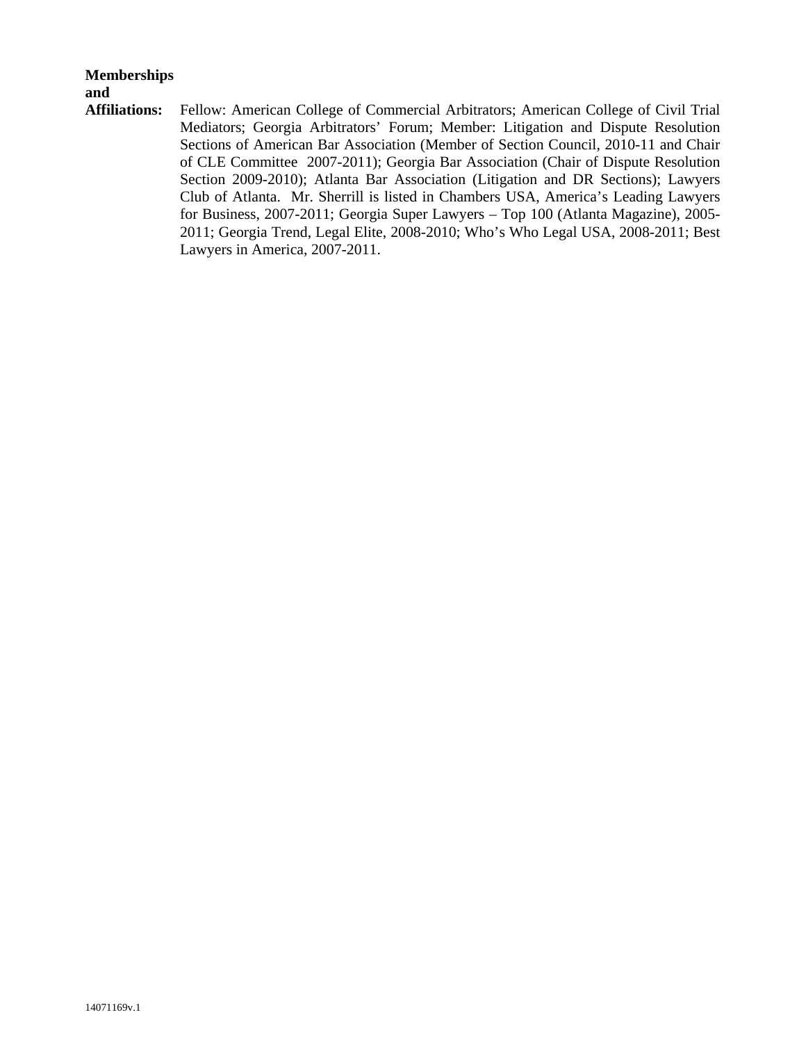**Memberships and Affiliations:** Fellow: American College of Commercial Arbitrators; American College of Civil Trial Mediators; Georgia Arbitrators' Forum; Member: Litigation and Dispute Resolution Sections of American Bar Association (Member of Section Council, 2010-11 and Chair of CLE Committee 2007-2011); Georgia Bar Association (Chair of Dispute Resolution Section 2009-2010); Atlanta Bar Association (Litigation and DR Sections); Lawyers Club of Atlanta. Mr. Sherrill is listed in Chambers USA, America's Leading Lawyers for Business, 2007-2011; Georgia Super Lawyers – Top 100 (Atlanta Magazine), 2005-2011; Georgia Trend, Legal Elite, 2008-2010; Who's Who Legal USA, 2008-2011; Best Lawyers in America, 2007-2011.

14071169v.1